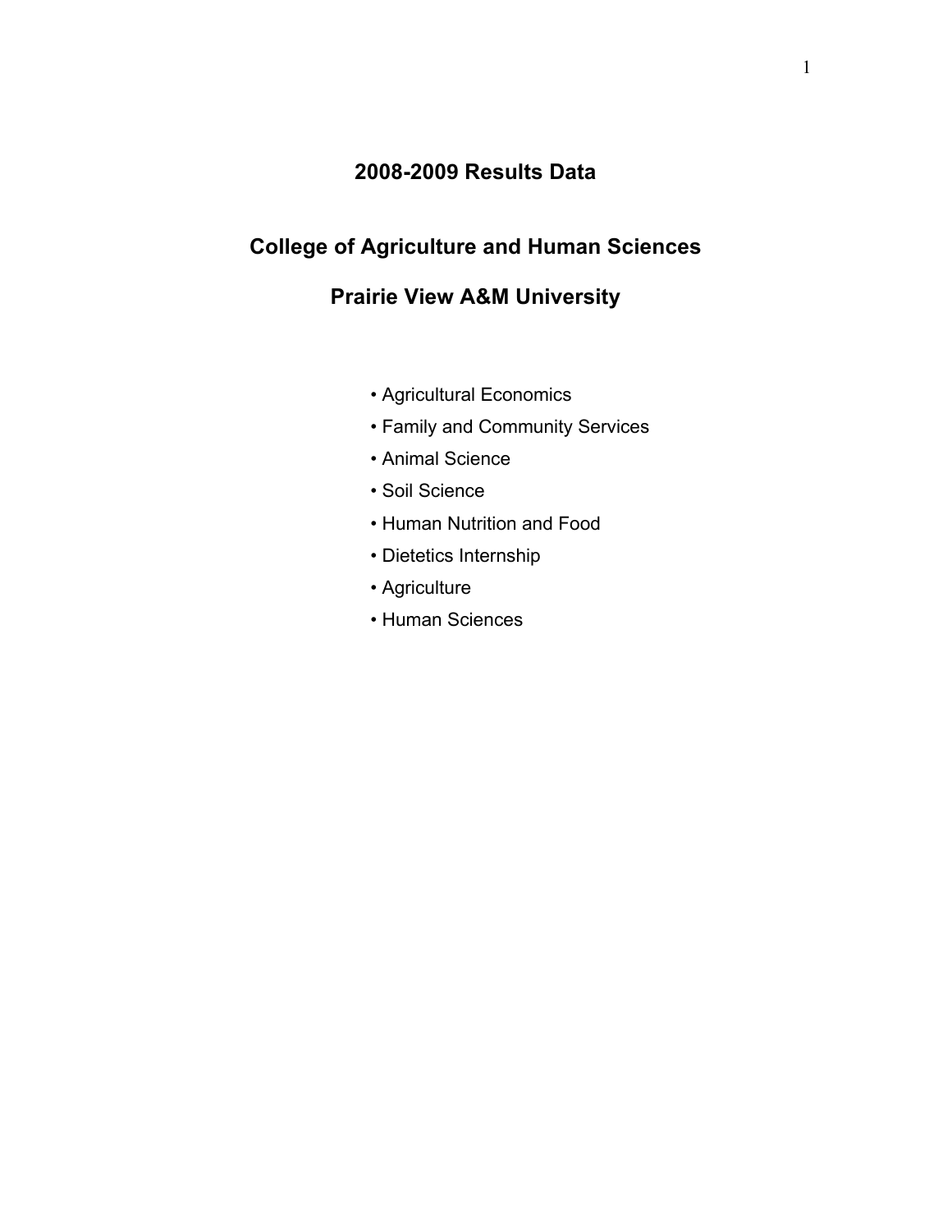# 2008-2009 Results Data

## College of Agriculture and Human Sciences

## Prairie View A&M University

- Agricultural Economics
- Family and Community Services
- Animal Science
- Soil Science
- Human Nutrition and Food
- Dietetics Internship
- Agriculture
- Human Sciences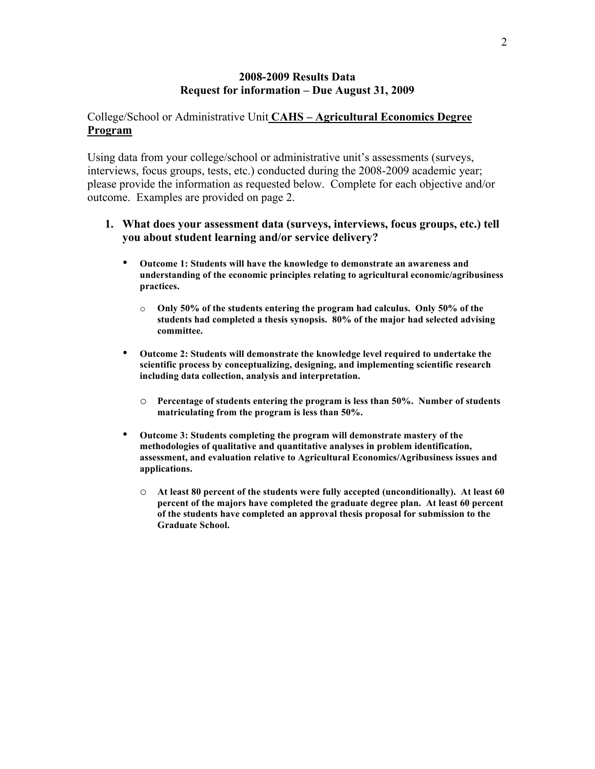## 2008-2009 Results Data
## Request for information – Due August 31, 2009

College/School or Administrative Unit **CAHS – Agricultural Economics Degree Program**

Using data from your college/school or administrative unit's assessments (surveys, interviews, focus groups, tests, etc.) conducted during the 2008-2009 academic year; please provide the information as requested below. Complete for each objective and/or outcome. Examples are provided on page 2.

1. **What does your assessment data (surveys, interviews, focus groups, etc.) tell you about student learning and/or service delivery?**

   - **Outcome 1: Students will have the knowledge to demonstrate an awareness and understanding of the economic principles relating to agricultural economic/agribusiness practices.**
     - **Only 50% of the students entering the program had calculus. Only 50% of the students had completed a thesis synopsis. 80% of the major had selected advising committee.**
   - **Outcome 2: Students will demonstrate the knowledge level required to undertake the scientific process by conceptualizing, designing, and implementing scientific research including data collection, analysis and interpretation.**
     - **Percentage of students entering the program is less than 50%. Number of students matriculating from the program is less than 50%.**
   - **Outcome 3: Students completing the program will demonstrate mastery of the methodologies of qualitative and quantitative analyses in problem identification, assessment, and evaluation relative to Agricultural Economics/Agribusiness issues and applications.**
     - **At least 80 percent of the students were fully accepted (unconditionally). At least 60 percent of the majors have completed the graduate degree plan. At least 60 percent of the students have completed an approval thesis proposal for submission to the Graduate School.**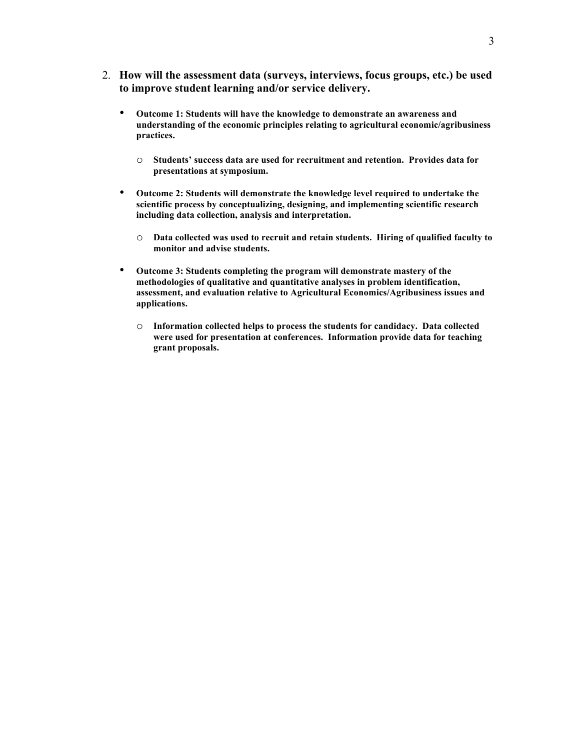2. **How will the assessment data (surveys, interviews, focus groups, etc.) be used to improve student learning and/or service delivery.**

   - **Outcome 1: Students will have the knowledge to demonstrate an awareness and understanding of the economic principles relating to agricultural economic/agribusiness practices.**

     - **Students' success data are used for recruitment and retention. Provides data for presentations at symposium.**

   - **Outcome 2: Students will demonstrate the knowledge level required to undertake the scientific process by conceptualizing, designing, and implementing scientific research including data collection, analysis and interpretation.**

     - **Data collected was used to recruit and retain students. Hiring of qualified faculty to monitor and advise students.**

   - **Outcome 3: Students completing the program will demonstrate mastery of the methodologies of qualitative and quantitative analyses in problem identification, assessment, and evaluation relative to Agricultural Economics/Agribusiness issues and applications.**

     - **Information collected helps to process the students for candidacy. Data collected were used for presentation at conferences. Information provide data for teaching grant proposals.**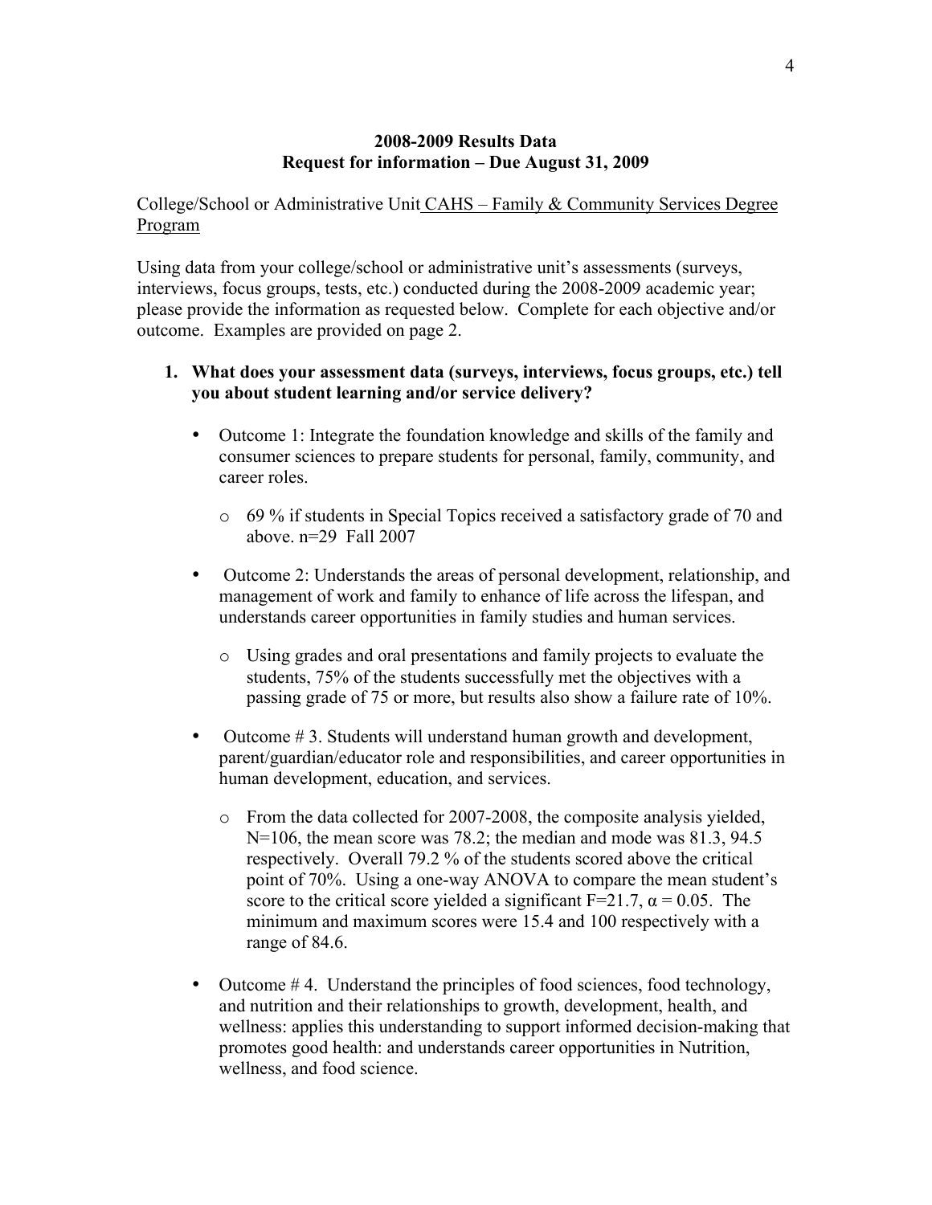**2008-2009 Results Data**
**Request for information – Due August 31, 2009**

College/School or Administrative Unit CAHS – Family & Community Services Degree Program

Using data from your college/school or administrative unit's assessments (surveys, interviews, focus groups, tests, etc.) conducted during the 2008-2009 academic year; please provide the information as requested below. Complete for each objective and/or outcome. Examples are provided on page 2.

1. **What does your assessment data (surveys, interviews, focus groups, etc.) tell you about student learning and/or service delivery?**

   - Outcome 1: Integrate the foundation knowledge and skills of the family and consumer sciences to prepare students for personal, family, community, and career roles.

     - 69 % if students in Special Topics received a satisfactory grade of 70 and above. n=29 Fall 2007

   - Outcome 2: Understands the areas of personal development, relationship, and management of work and family to enhance of life across the lifespan, and understands career opportunities in family studies and human services.

     - Using grades and oral presentations and family projects to evaluate the students, 75% of the students successfully met the objectives with a passing grade of 75 or more, but results also show a failure rate of 10%.

   - Outcome # 3. Students will understand human growth and development, parent/guardian/educator role and responsibilities, and career opportunities in human development, education, and services.

     - From the data collected for 2007-2008, the composite analysis yielded, N=106, the mean score was 78.2; the median and mode was 81.3, 94.5 respectively. Overall 79.2 % of the students scored above the critical point of 70%. Using a one-way ANOVA to compare the mean student's score to the critical score yielded a significant $F=21.7$, $\alpha = 0.05$. The minimum and maximum scores were 15.4 and 100 respectively with a range of 84.6.

   - Outcome # 4. Understand the principles of food sciences, food technology, and nutrition and their relationships to growth, development, health, and wellness: applies this understanding to support informed decision-making that promotes good health: and understands career opportunities in Nutrition, wellness, and food science.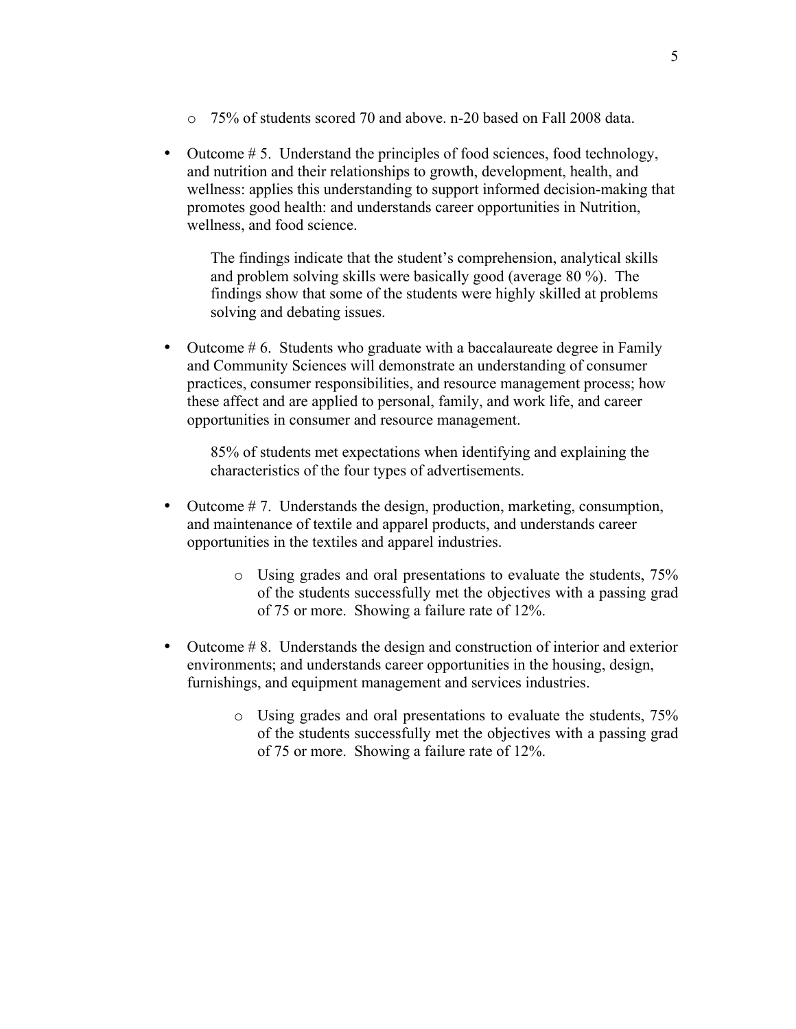- 75% of students scored 70 and above. n-20 based on Fall 2008 data.

- Outcome # 5. Understand the principles of food sciences, food technology, and nutrition and their relationships to growth, development, health, and wellness: applies this understanding to support informed decision-making that promotes good health: and understands career opportunities in Nutrition, wellness, and food science.

  The findings indicate that the student's comprehension, analytical skills and problem solving skills were basically good (average 80 %). The findings show that some of the students were highly skilled at problems solving and debating issues.

- Outcome # 6. Students who graduate with a baccalaureate degree in Family and Community Sciences will demonstrate an understanding of consumer practices, consumer responsibilities, and resource management process; how these affect and are applied to personal, family, and work life, and career opportunities in consumer and resource management.

  85% of students met expectations when identifying and explaining the characteristics of the four types of advertisements.

- Outcome # 7. Understands the design, production, marketing, consumption, and maintenance of textile and apparel products, and understands career opportunities in the textiles and apparel industries.

  - Using grades and oral presentations to evaluate the students, 75% of the students successfully met the objectives with a passing grad of 75 or more. Showing a failure rate of 12%.

- Outcome # 8. Understands the design and construction of interior and exterior environments; and understands career opportunities in the housing, design, furnishings, and equipment management and services industries.

  - Using grades and oral presentations to evaluate the students, 75% of the students successfully met the objectives with a passing grad of 75 or more. Showing a failure rate of 12%.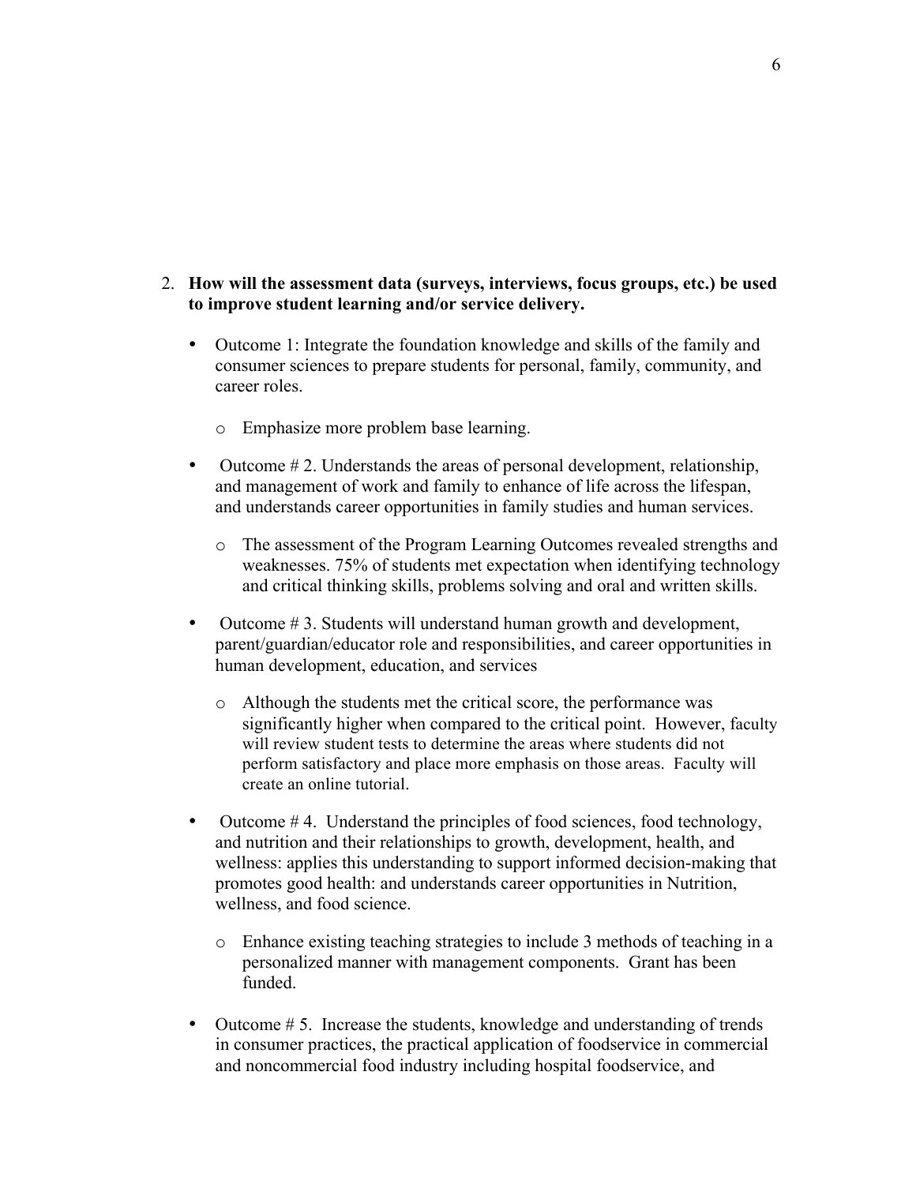2. **How will the assessment data (surveys, interviews, focus groups, etc.) be used to improve student learning and/or service delivery.**

   - Outcome 1: Integrate the foundation knowledge and skills of the family and consumer sciences to prepare students for personal, family, community, and career roles.
     - Emphasize more problem base learning.
   - Outcome # 2. Understands the areas of personal development, relationship, and management of work and family to enhance of life across the lifespan, and understands career opportunities in family studies and human services.
     - The assessment of the Program Learning Outcomes revealed strengths and weaknesses. 75% of students met expectation when identifying technology and critical thinking skills, problems solving and oral and written skills.
   - Outcome # 3. Students will understand human growth and development, parent/guardian/educator role and responsibilities, and career opportunities in human development, education, and services
     - Although the students met the critical score, the performance was significantly higher when compared to the critical point. However, faculty will review student tests to determine the areas where students did not perform satisfactory and place more emphasis on those areas. Faculty will create an online tutorial.
   - Outcome # 4. Understand the principles of food sciences, food technology, and nutrition and their relationships to growth, development, health, and wellness: applies this understanding to support informed decision-making that promotes good health: and understands career opportunities in Nutrition, wellness, and food science.
     - Enhance existing teaching strategies to include 3 methods of teaching in a personalized manner with management components. Grant has been funded.
   - Outcome # 5. Increase the students, knowledge and understanding of trends in consumer practices, the practical application of foodservice in commercial and noncommercial food industry including hospital foodservice, and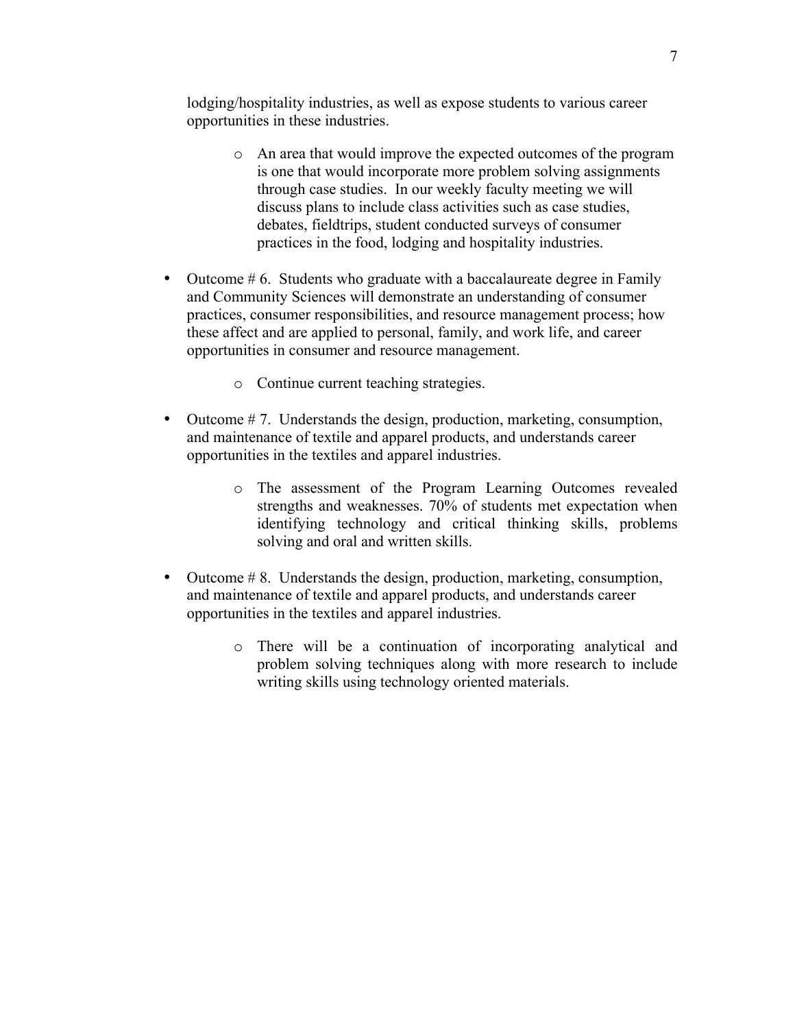lodging/hospitality industries, as well as expose students to various career opportunities in these industries.

  - An area that would improve the expected outcomes of the program is one that would incorporate more problem solving assignments through case studies. In our weekly faculty meeting we will discuss plans to include class activities such as case studies, debates, fieldtrips, student conducted surveys of consumer practices in the food, lodging and hospitality industries.

- Outcome # 6. Students who graduate with a baccalaureate degree in Family and Community Sciences will demonstrate an understanding of consumer practices, consumer responsibilities, and resource management process; how these affect and are applied to personal, family, and work life, and career opportunities in consumer and resource management.

  - Continue current teaching strategies.

- Outcome # 7. Understands the design, production, marketing, consumption, and maintenance of textile and apparel products, and understands career opportunities in the textiles and apparel industries.

  - The assessment of the Program Learning Outcomes revealed strengths and weaknesses. 70% of students met expectation when identifying technology and critical thinking skills, problems solving and oral and written skills.

- Outcome # 8. Understands the design, production, marketing, consumption, and maintenance of textile and apparel products, and understands career opportunities in the textiles and apparel industries.

  - There will be a continuation of incorporating analytical and problem solving techniques along with more research to include writing skills using technology oriented materials.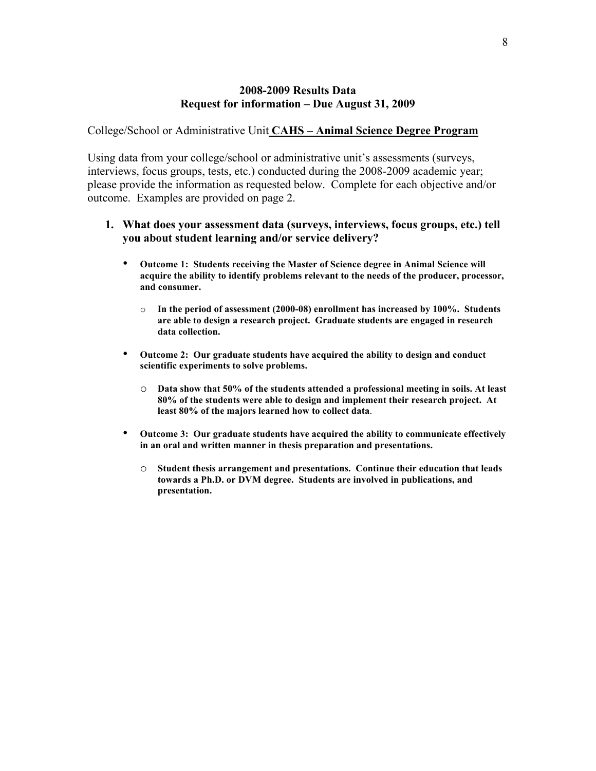**2008-2009 Results Data**
**Request for information – Due August 31, 2009**

College/School or Administrative Unit **CAHS – Animal Science Degree Program**

Using data from your college/school or administrative unit's assessments (surveys, interviews, focus groups, tests, etc.) conducted during the 2008-2009 academic year; please provide the information as requested below. Complete for each objective and/or outcome. Examples are provided on page 2.

1. **What does your assessment data (surveys, interviews, focus groups, etc.) tell you about student learning and/or service delivery?**

   - **Outcome 1: Students receiving the Master of Science degree in Animal Science will acquire the ability to identify problems relevant to the needs of the producer, processor, and consumer.**
     - **In the period of assessment (2000-08) enrollment has increased by 100%. Students are able to design a research project. Graduate students are engaged in research data collection.**

   - **Outcome 2: Our graduate students have acquired the ability to design and conduct scientific experiments to solve problems.**
     - **Data show that 50% of the students attended a professional meeting in soils. At least 80% of the students were able to design and implement their research project. At least 80% of the majors learned how to collect data.**

   - **Outcome 3: Our graduate students have acquired the ability to communicate effectively in an oral and written manner in thesis preparation and presentations.**
     - **Student thesis arrangement and presentations. Continue their education that leads towards a Ph.D. or DVM degree. Students are involved in publications, and presentation.**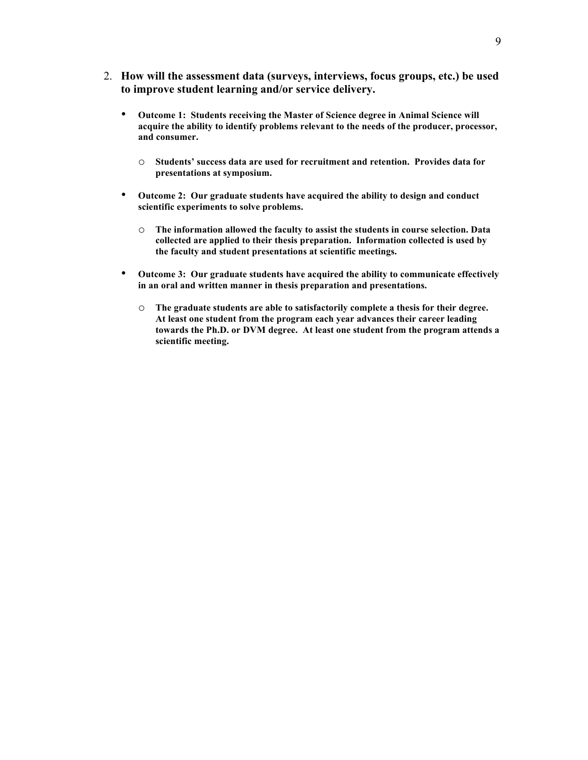2. **How will the assessment data (surveys, interviews, focus groups, etc.) be used to improve student learning and/or service delivery.**

- **Outcome 1: Students receiving the Master of Science degree in Animal Science will acquire the ability to identify problems relevant to the needs of the producer, processor, and consumer.**
    - **Students' success data are used for recruitment and retention. Provides data for presentations at symposium.**

- **Outcome 2: Our graduate students have acquired the ability to design and conduct scientific experiments to solve problems.**
    - **The information allowed the faculty to assist the students in course selection. Data collected are applied to their thesis preparation. Information collected is used by the faculty and student presentations at scientific meetings.**

- **Outcome 3: Our graduate students have acquired the ability to communicate effectively in an oral and written manner in thesis preparation and presentations.**
    - **The graduate students are able to satisfactorily complete a thesis for their degree. At least one student from the program each year advances their career leading towards the Ph.D. or DVM degree. At least one student from the program attends a scientific meeting.**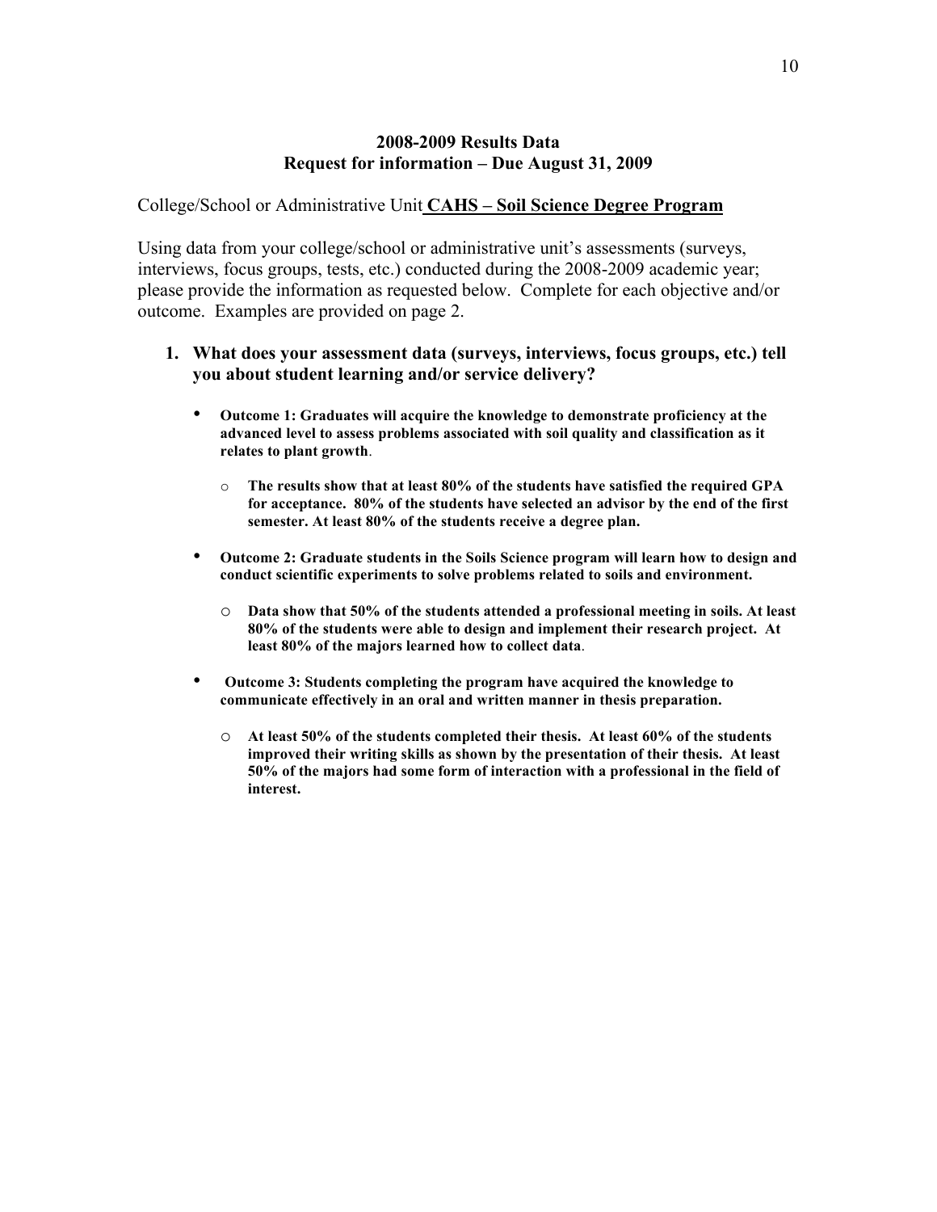## 2008-2009 Results Data
## Request for information – Due August 31, 2009

College/School or Administrative Unit **CAHS – Soil Science Degree Program**

Using data from your college/school or administrative unit's assessments (surveys, interviews, focus groups, tests, etc.) conducted during the 2008-2009 academic year; please provide the information as requested below. Complete for each objective and/or outcome. Examples are provided on page 2.

1. **What does your assessment data (surveys, interviews, focus groups, etc.) tell you about student learning and/or service delivery?**

   - **Outcome 1: Graduates will acquire the knowledge to demonstrate proficiency at the advanced level to assess problems associated with soil quality and classification as it relates to plant growth**.
     - **The results show that at least 80% of the students have satisfied the required GPA for acceptance. 80% of the students have selected an advisor by the end of the first semester. At least 80% of the students receive a degree plan.**
   - **Outcome 2: Graduate students in the Soils Science program will learn how to design and conduct scientific experiments to solve problems related to soils and environment.**
     - **Data show that 50% of the students attended a professional meeting in soils. At least 80% of the students were able to design and implement their research project. At least 80% of the majors learned how to collect data**.
   - **Outcome 3: Students completing the program have acquired the knowledge to communicate effectively in an oral and written manner in thesis preparation.**
     - **At least 50% of the students completed their thesis. At least 60% of the students improved their writing skills as shown by the presentation of their thesis. At least 50% of the majors had some form of interaction with a professional in the field of interest.**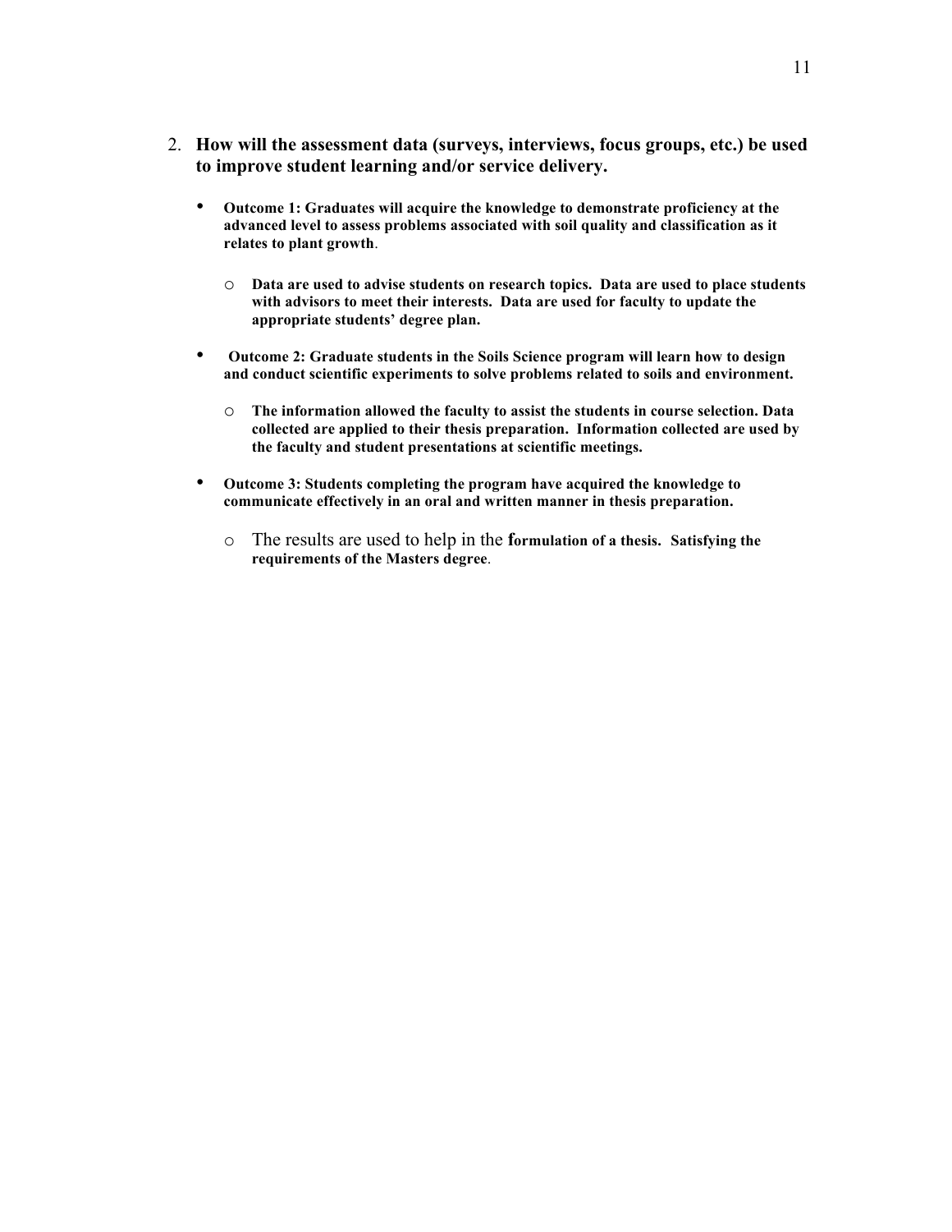2. **How will the assessment data (surveys, interviews, focus groups, etc.) be used to improve student learning and/or service delivery.**

- **Outcome 1: Graduates will acquire the knowledge to demonstrate proficiency at the advanced level to assess problems associated with soil quality and classification as it relates to plant growth**.
    - **Data are used to advise students on research topics. Data are used to place students with advisors to meet their interests. Data are used for faculty to update the appropriate students' degree plan.**

- **Outcome 2: Graduate students in the Soils Science program will learn how to design and conduct scientific experiments to solve problems related to soils and environment.**
    - **The information allowed the faculty to assist the students in course selection. Data collected are applied to their thesis preparation. Information collected are used by the faculty and student presentations at scientific meetings.**

- **Outcome 3: Students completing the program have acquired the knowledge to communicate effectively in an oral and written manner in thesis preparation.**
    - The results are used to help in the **formulation of a thesis. Satisfying the requirements of the Masters degree**.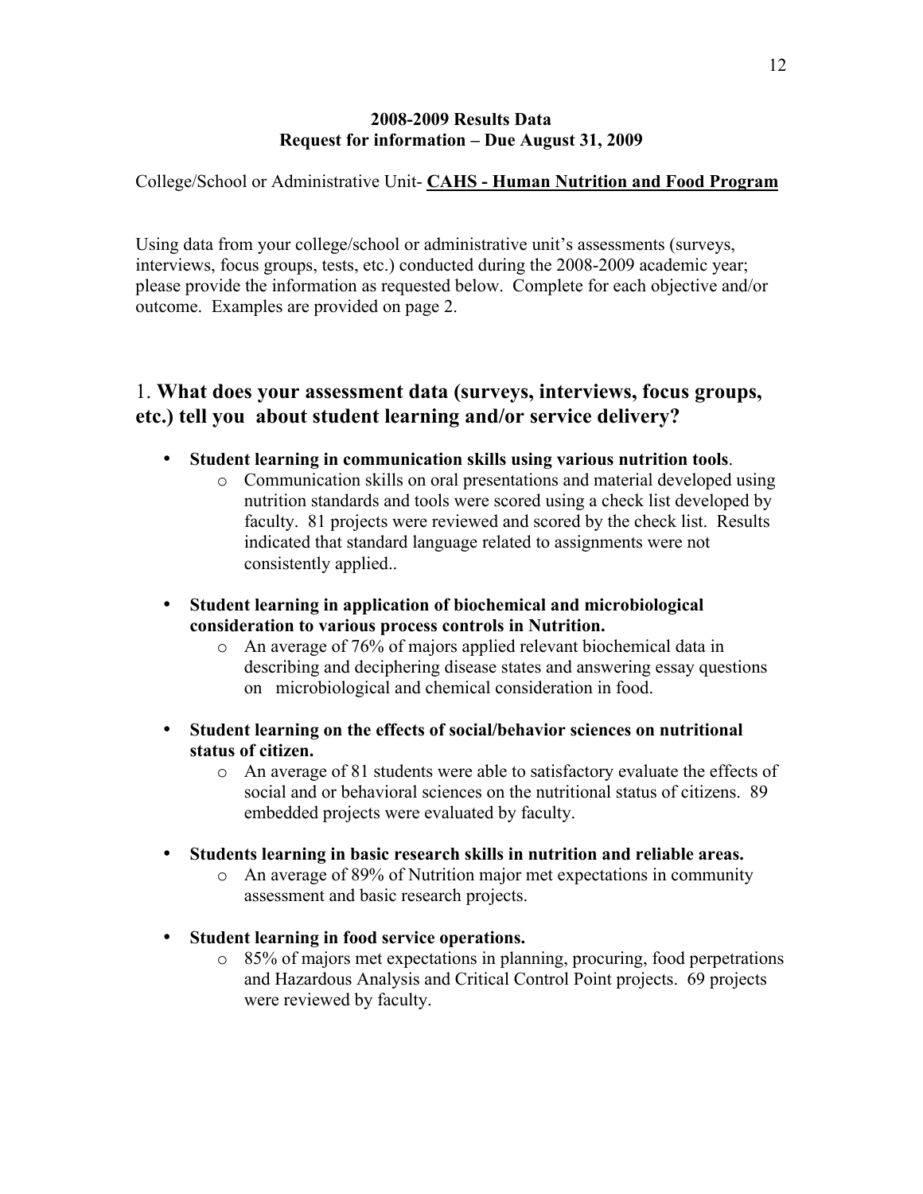**2008-2009 Results Data**
**Request for information – Due August 31, 2009**

College/School or Administrative Unit- **CAHS - Human Nutrition and Food Program**

Using data from your college/school or administrative unit's assessments (surveys, interviews, focus groups, tests, etc.) conducted during the 2008-2009 academic year; please provide the information as requested below. Complete for each objective and/or outcome. Examples are provided on page 2.

## 1. **What does your assessment data (surveys, interviews, focus groups, etc.) tell you about student learning and/or service delivery?**

- **Student learning in communication skills using various nutrition tools**.
    - Communication skills on oral presentations and material developed using nutrition standards and tools were scored using a check list developed by faculty. 81 projects were reviewed and scored by the check list. Results indicated that standard language related to assignments were not consistently applied..
- **Student learning in application of biochemical and microbiological consideration to various process controls in Nutrition.**
    - An average of 76% of majors applied relevant biochemical data in describing and deciphering disease states and answering essay questions on microbiological and chemical consideration in food.
- **Student learning on the effects of social/behavior sciences on nutritional status of citizen.**
    - An average of 81 students were able to satisfactory evaluate the effects of social and or behavioral sciences on the nutritional status of citizens. 89 embedded projects were evaluated by faculty.
- **Students learning in basic research skills in nutrition and reliable areas.**
    - An average of 89% of Nutrition major met expectations in community assessment and basic research projects.
- **Student learning in food service operations.**
    - 85% of majors met expectations in planning, procuring, food perpetrations and Hazardous Analysis and Critical Control Point projects. 69 projects were reviewed by faculty.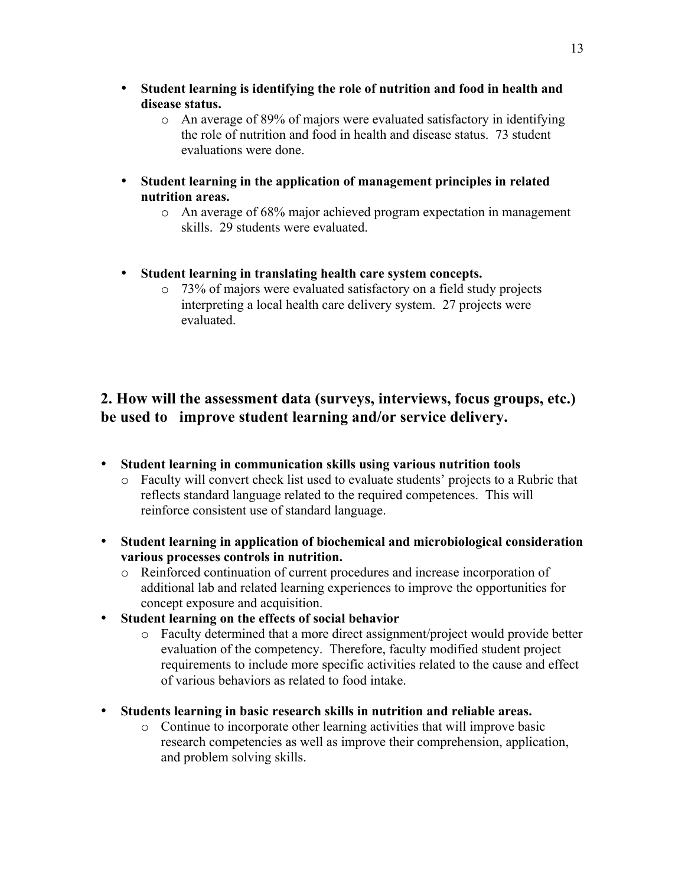- **Student learning is identifying the role of nutrition and food in health and disease status.**
    - An average of 89% of majors were evaluated satisfactory in identifying the role of nutrition and food in health and disease status. 73 student evaluations were done.

- **Student learning in the application of management principles in related nutrition areas.**
    - An average of 68% major achieved program expectation in management skills. 29 students were evaluated.

- **Student learning in translating health care system concepts.**
    - 73% of majors were evaluated satisfactory on a field study projects interpreting a local health care delivery system. 27 projects were evaluated.

## 2. How will the assessment data (surveys, interviews, focus groups, etc.) be used to improve student learning and/or service delivery.

- **Student learning in communication skills using various nutrition tools**
    - Faculty will convert check list used to evaluate students' projects to a Rubric that reflects standard language related to the required competences. This will reinforce consistent use of standard language.

- **Student learning in application of biochemical and microbiological consideration various processes controls in nutrition.**
    - Reinforced continuation of current procedures and increase incorporation of additional lab and related learning experiences to improve the opportunities for concept exposure and acquisition.
- **Student learning on the effects of social behavior**
    - Faculty determined that a more direct assignment/project would provide better evaluation of the competency. Therefore, faculty modified student project requirements to include more specific activities related to the cause and effect of various behaviors as related to food intake.

- **Students learning in basic research skills in nutrition and reliable areas.**
    - Continue to incorporate other learning activities that will improve basic research competencies as well as improve their comprehension, application, and problem solving skills.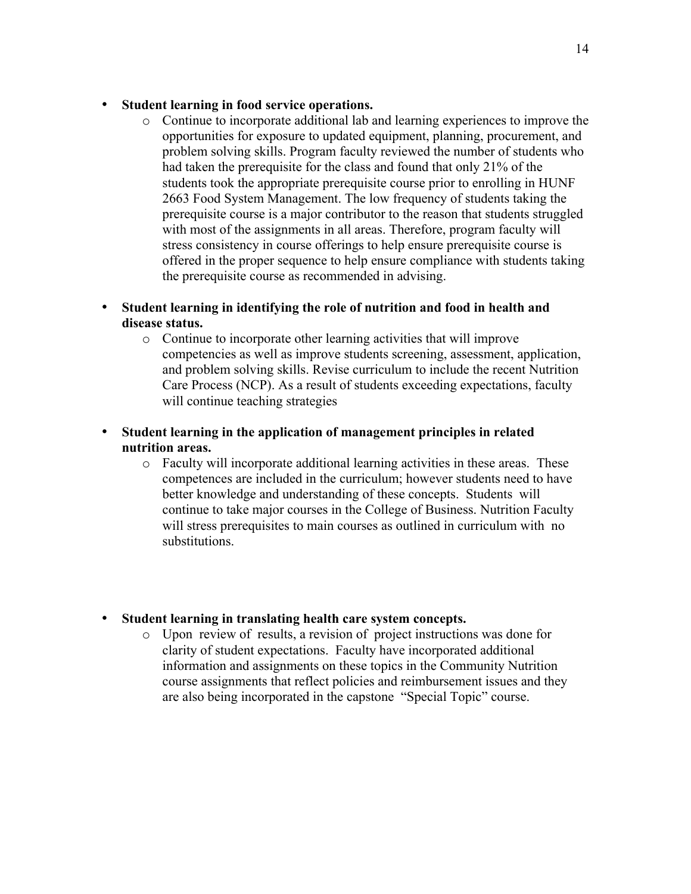- **Student learning in food service operations.**
  - Continue to incorporate additional lab and learning experiences to improve the opportunities for exposure to updated equipment, planning, procurement, and problem solving skills. Program faculty reviewed the number of students who had taken the prerequisite for the class and found that only 21% of the students took the appropriate prerequisite course prior to enrolling in HUNF 2663 Food System Management. The low frequency of students taking the prerequisite course is a major contributor to the reason that students struggled with most of the assignments in all areas. Therefore, program faculty will stress consistency in course offerings to help ensure prerequisite course is offered in the proper sequence to help ensure compliance with students taking the prerequisite course as recommended in advising.

- **Student learning in identifying the role of nutrition and food in health and disease status.**
  - Continue to incorporate other learning activities that will improve competencies as well as improve students screening, assessment, application, and problem solving skills. Revise curriculum to include the recent Nutrition Care Process (NCP). As a result of students exceeding expectations, faculty will continue teaching strategies

- **Student learning in the application of management principles in related nutrition areas.**
  - Faculty will incorporate additional learning activities in these areas. These competences are included in the curriculum; however students need to have better knowledge and understanding of these concepts. Students will continue to take major courses in the College of Business. Nutrition Faculty will stress prerequisites to main courses as outlined in curriculum with no substitutions.

- **Student learning in translating health care system concepts.**
  - Upon review of results, a revision of project instructions was done for clarity of student expectations. Faculty have incorporated additional information and assignments on these topics in the Community Nutrition course assignments that reflect policies and reimbursement issues and they are also being incorporated in the capstone "Special Topic" course.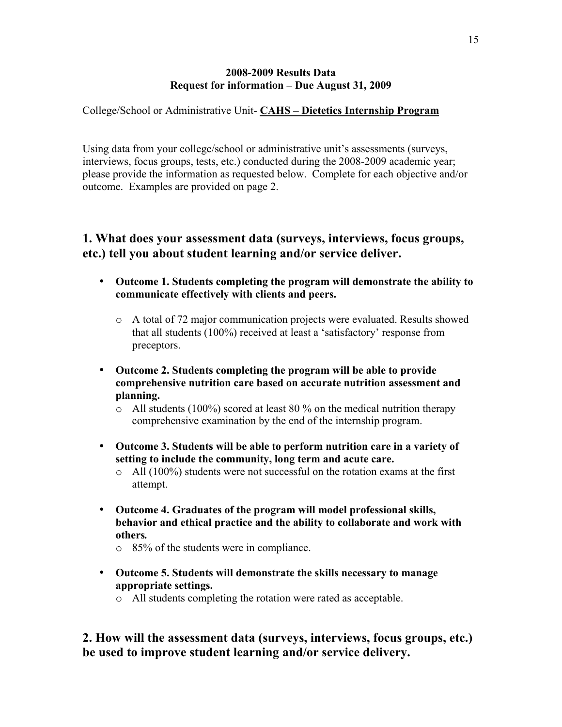**2008-2009 Results Data**
**Request for information – Due August 31, 2009**

College/School or Administrative Unit- **CAHS – Dietetics Internship Program**

Using data from your college/school or administrative unit's assessments (surveys, interviews, focus groups, tests, etc.) conducted during the 2008-2009 academic year; please provide the information as requested below. Complete for each objective and/or outcome. Examples are provided on page 2.

## 1. What does your assessment data (surveys, interviews, focus groups, etc.) tell you about student learning and/or service deliver.

- **Outcome 1. Students completing the program will demonstrate the ability to communicate effectively with clients and peers.**
    - A total of 72 major communication projects were evaluated. Results showed that all students (100%) received at least a 'satisfactory' response from preceptors.
- **Outcome 2. Students completing the program will be able to provide comprehensive nutrition care based on accurate nutrition assessment and planning.**
    - All students (100%) scored at least 80 % on the medical nutrition therapy comprehensive examination by the end of the internship program.
- **Outcome 3. Students will be able to perform nutrition care in a variety of setting to include the community, long term and acute care.**
    - All (100%) students were not successful on the rotation exams at the first attempt.
- **Outcome 4. Graduates of the program will model professional skills, behavior and ethical practice and the ability to collaborate and work with others.**
    - 85% of the students were in compliance.
- **Outcome 5. Students will demonstrate the skills necessary to manage appropriate settings.**
    - All students completing the rotation were rated as acceptable.

## 2. How will the assessment data (surveys, interviews, focus groups, etc.) be used to improve student learning and/or service delivery.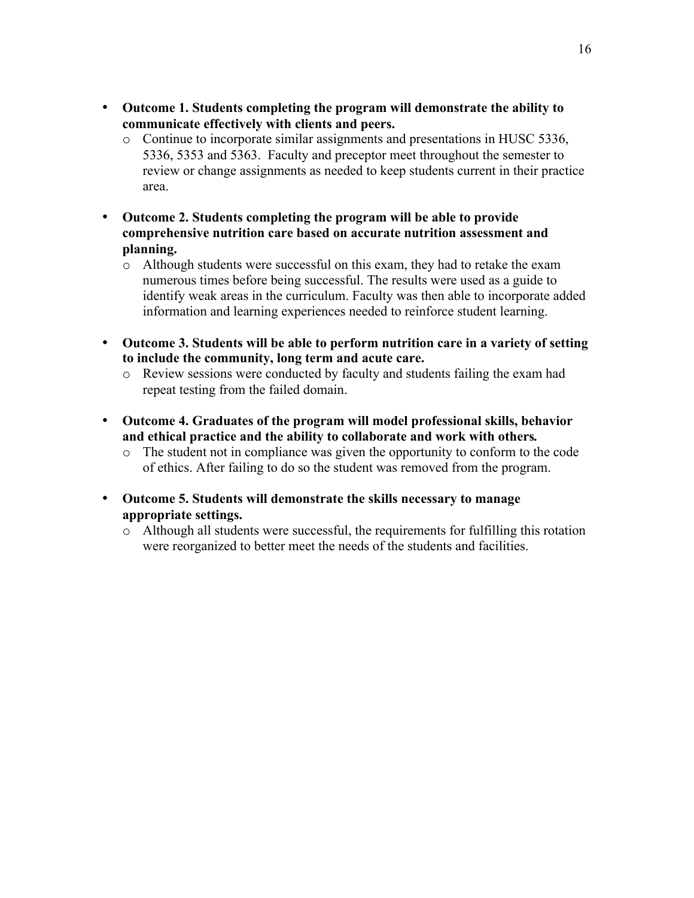- **Outcome 1. Students completing the program will demonstrate the ability to communicate effectively with clients and peers.**
  - Continue to incorporate similar assignments and presentations in HUSC 5336, 5336, 5353 and 5363. Faculty and preceptor meet throughout the semester to review or change assignments as needed to keep students current in their practice area.

- **Outcome 2. Students completing the program will be able to provide comprehensive nutrition care based on accurate nutrition assessment and planning.**
  - Although students were successful on this exam, they had to retake the exam numerous times before being successful. The results were used as a guide to identify weak areas in the curriculum. Faculty was then able to incorporate added information and learning experiences needed to reinforce student learning.

- **Outcome 3. Students will be able to perform nutrition care in a variety of setting to include the community, long term and acute care.**
  - Review sessions were conducted by faculty and students failing the exam had repeat testing from the failed domain.

- **Outcome 4. Graduates of the program will model professional skills, behavior and ethical practice and the ability to collaborate and work with others.**
  - The student not in compliance was given the opportunity to conform to the code of ethics. After failing to do so the student was removed from the program.

- **Outcome 5. Students will demonstrate the skills necessary to manage appropriate settings.**
  - Although all students were successful, the requirements for fulfilling this rotation were reorganized to better meet the needs of the students and facilities.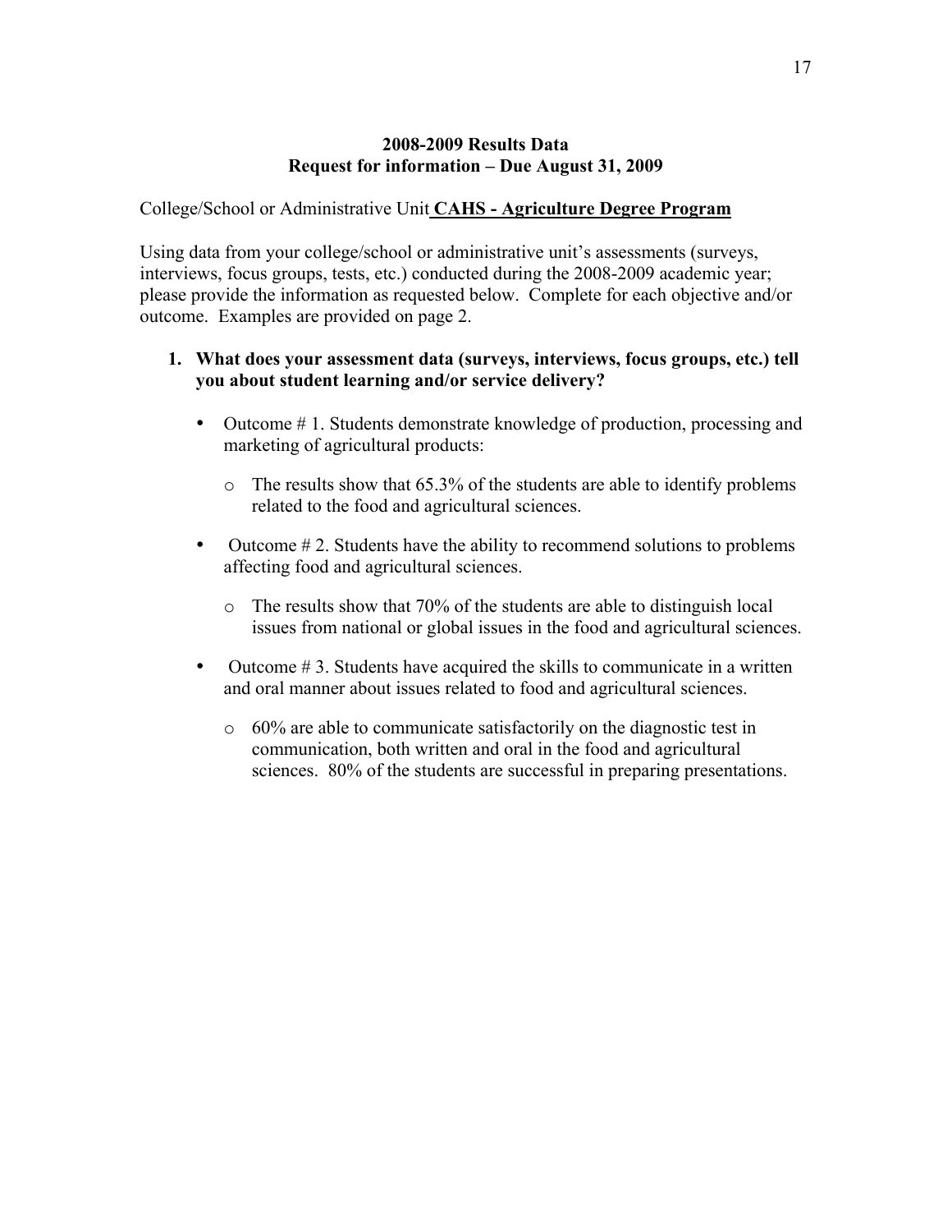**2008-2009 Results Data**
**Request for information – Due August 31, 2009**

College/School or Administrative Unit **CAHS - Agriculture Degree Program**

Using data from your college/school or administrative unit's assessments (surveys, interviews, focus groups, tests, etc.) conducted during the 2008-2009 academic year; please provide the information as requested below. Complete for each objective and/or outcome. Examples are provided on page 2.

1. **What does your assessment data (surveys, interviews, focus groups, etc.) tell you about student learning and/or service delivery?**

   - Outcome # 1. Students demonstrate knowledge of production, processing and marketing of agricultural products:
     - The results show that 65.3% of the students are able to identify problems related to the food and agricultural sciences.
   - Outcome # 2. Students have the ability to recommend solutions to problems affecting food and agricultural sciences.
     - The results show that 70% of the students are able to distinguish local issues from national or global issues in the food and agricultural sciences.
   - Outcome # 3. Students have acquired the skills to communicate in a written and oral manner about issues related to food and agricultural sciences.
     - 60% are able to communicate satisfactorily on the diagnostic test in communication, both written and oral in the food and agricultural sciences. 80% of the students are successful in preparing presentations.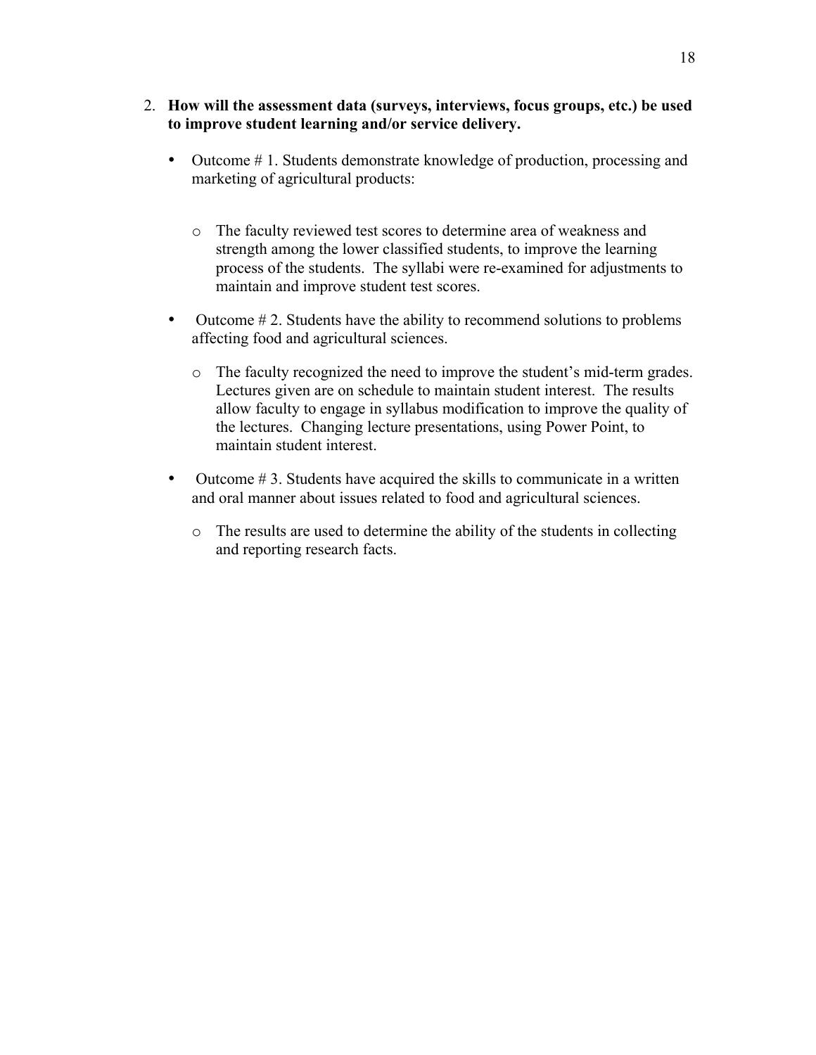2. **How will the assessment data (surveys, interviews, focus groups, etc.) be used to improve student learning and/or service delivery.**

- Outcome # 1. Students demonstrate knowledge of production, processing and marketing of agricultural products:
  - The faculty reviewed test scores to determine area of weakness and strength among the lower classified students, to improve the learning process of the students. The syllabi were re-examined for adjustments to maintain and improve student test scores.
- Outcome # 2. Students have the ability to recommend solutions to problems affecting food and agricultural sciences.
  - The faculty recognized the need to improve the student's mid-term grades. Lectures given are on schedule to maintain student interest. The results allow faculty to engage in syllabus modification to improve the quality of the lectures. Changing lecture presentations, using Power Point, to maintain student interest.
- Outcome # 3. Students have acquired the skills to communicate in a written and oral manner about issues related to food and agricultural sciences.
  - The results are used to determine the ability of the students in collecting and reporting research facts.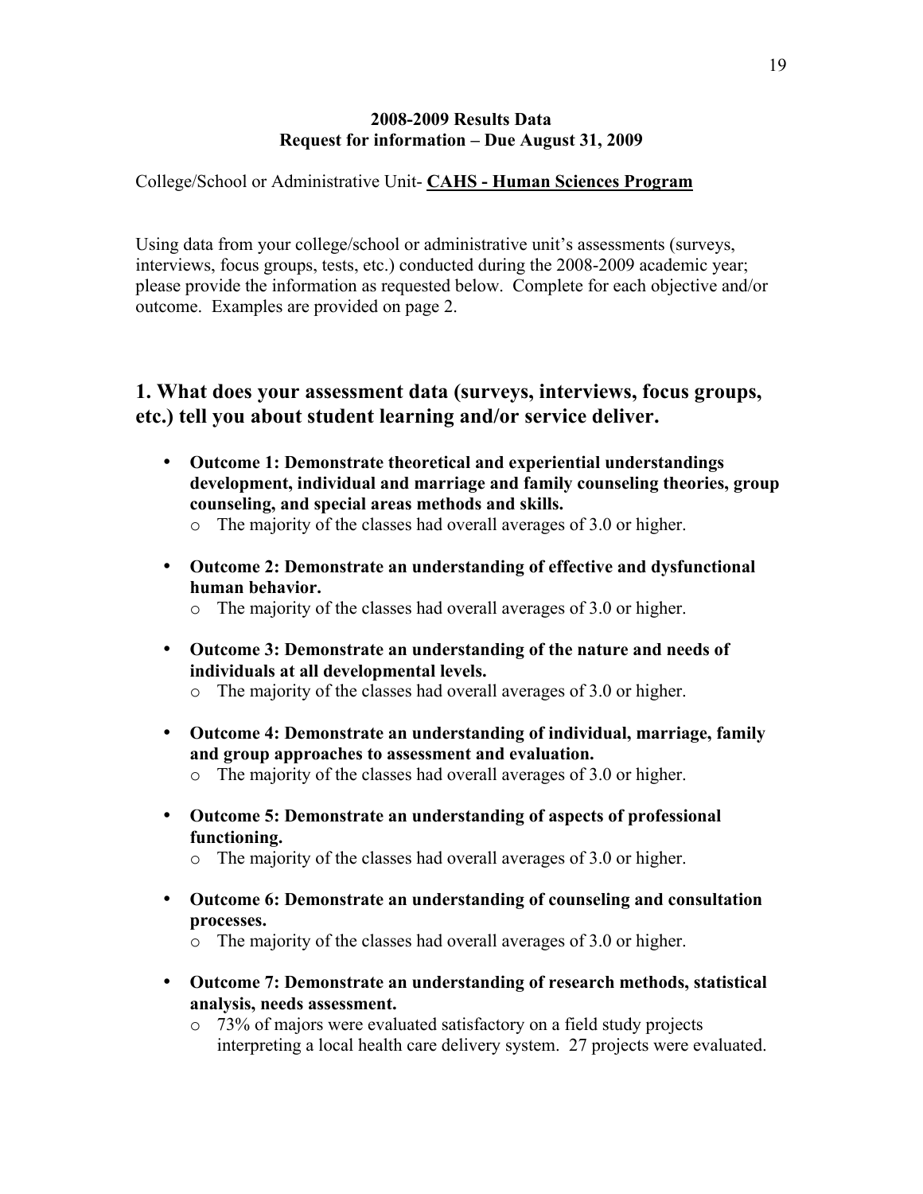**2008-2009 Results Data**
**Request for information – Due August 31, 2009**

College/School or Administrative Unit- **CAHS - Human Sciences Program**

Using data from your college/school or administrative unit's assessments (surveys, interviews, focus groups, tests, etc.) conducted during the 2008-2009 academic year; please provide the information as requested below. Complete for each objective and/or outcome. Examples are provided on page 2.

## 1. What does your assessment data (surveys, interviews, focus groups, etc.) tell you about student learning and/or service deliver.

- **Outcome 1: Demonstrate theoretical and experiential understandings development, individual and marriage and family counseling theories, group counseling, and special areas methods and skills.**
    - The majority of the classes had overall averages of 3.0 or higher.
- **Outcome 2: Demonstrate an understanding of effective and dysfunctional human behavior.**
    - The majority of the classes had overall averages of 3.0 or higher.
- **Outcome 3: Demonstrate an understanding of the nature and needs of individuals at all developmental levels.**
    - The majority of the classes had overall averages of 3.0 or higher.
- **Outcome 4: Demonstrate an understanding of individual, marriage, family and group approaches to assessment and evaluation.**
    - The majority of the classes had overall averages of 3.0 or higher.
- **Outcome 5: Demonstrate an understanding of aspects of professional functioning.**
    - The majority of the classes had overall averages of 3.0 or higher.
- **Outcome 6: Demonstrate an understanding of counseling and consultation processes.**
    - The majority of the classes had overall averages of 3.0 or higher.
- **Outcome 7: Demonstrate an understanding of research methods, statistical analysis, needs assessment.**
    - 73% of majors were evaluated satisfactory on a field study projects interpreting a local health care delivery system. 27 projects were evaluated.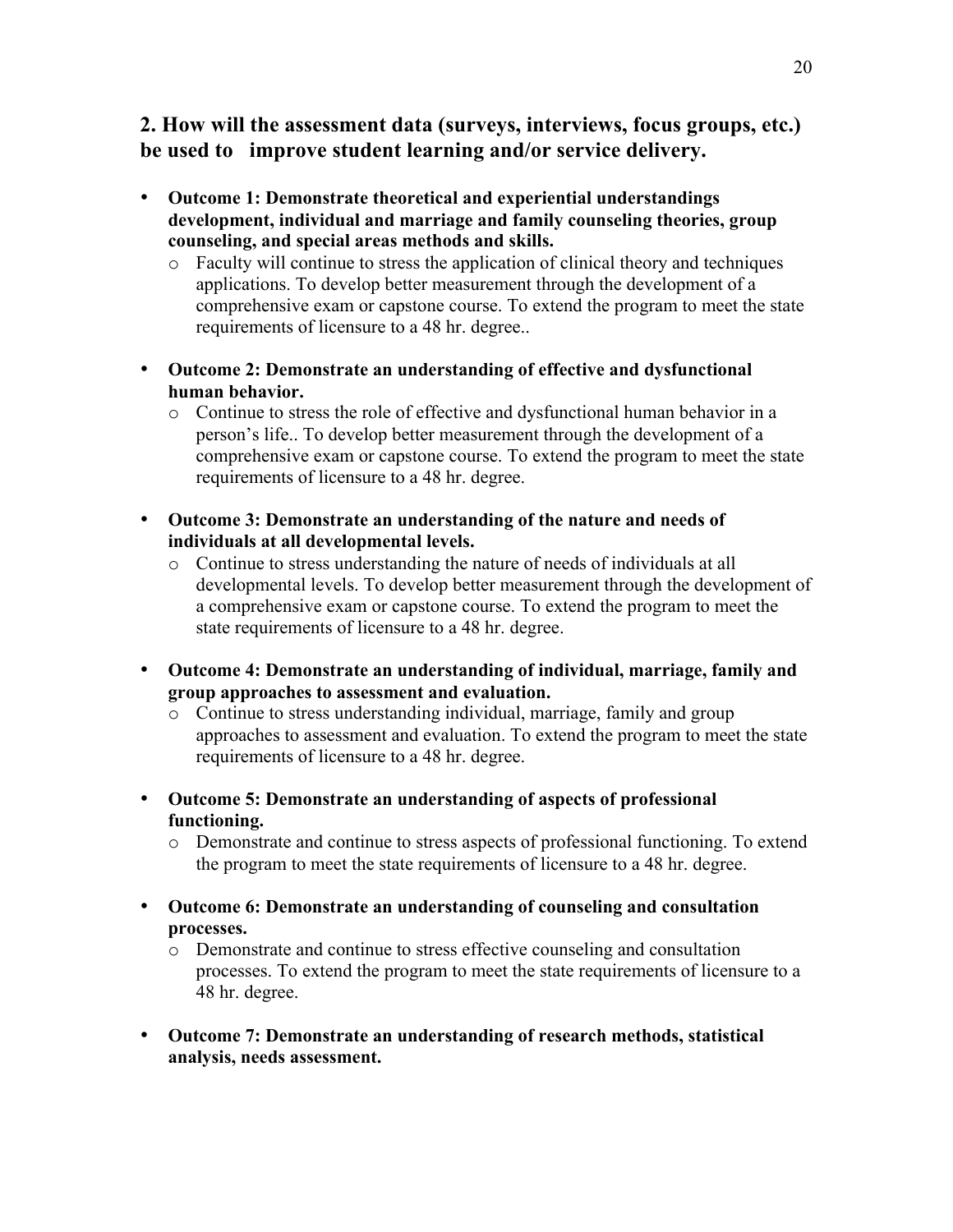## 2. How will the assessment data (surveys, interviews, focus groups, etc.) be used to improve student learning and/or service delivery.

- **Outcome 1: Demonstrate theoretical and experiential understandings development, individual and marriage and family counseling theories, group counseling, and special areas methods and skills.**
  - Faculty will continue to stress the application of clinical theory and techniques applications. To develop better measurement through the development of a comprehensive exam or capstone course. To extend the program to meet the state requirements of licensure to a 48 hr. degree..

- **Outcome 2: Demonstrate an understanding of effective and dysfunctional human behavior.**
  - Continue to stress the role of effective and dysfunctional human behavior in a person's life.. To develop better measurement through the development of a comprehensive exam or capstone course. To extend the program to meet the state requirements of licensure to a 48 hr. degree.

- **Outcome 3: Demonstrate an understanding of the nature and needs of individuals at all developmental levels.**
  - Continue to stress understanding the nature of needs of individuals at all developmental levels. To develop better measurement through the development of a comprehensive exam or capstone course. To extend the program to meet the state requirements of licensure to a 48 hr. degree.

- **Outcome 4: Demonstrate an understanding of individual, marriage, family and group approaches to assessment and evaluation.**
  - Continue to stress understanding individual, marriage, family and group approaches to assessment and evaluation. To extend the program to meet the state requirements of licensure to a 48 hr. degree.

- **Outcome 5: Demonstrate an understanding of aspects of professional functioning.**
  - Demonstrate and continue to stress aspects of professional functioning. To extend the program to meet the state requirements of licensure to a 48 hr. degree.

- **Outcome 6: Demonstrate an understanding of counseling and consultation processes.**
  - Demonstrate and continue to stress effective counseling and consultation processes. To extend the program to meet the state requirements of licensure to a 48 hr. degree.

- **Outcome 7: Demonstrate an understanding of research methods, statistical analysis, needs assessment.**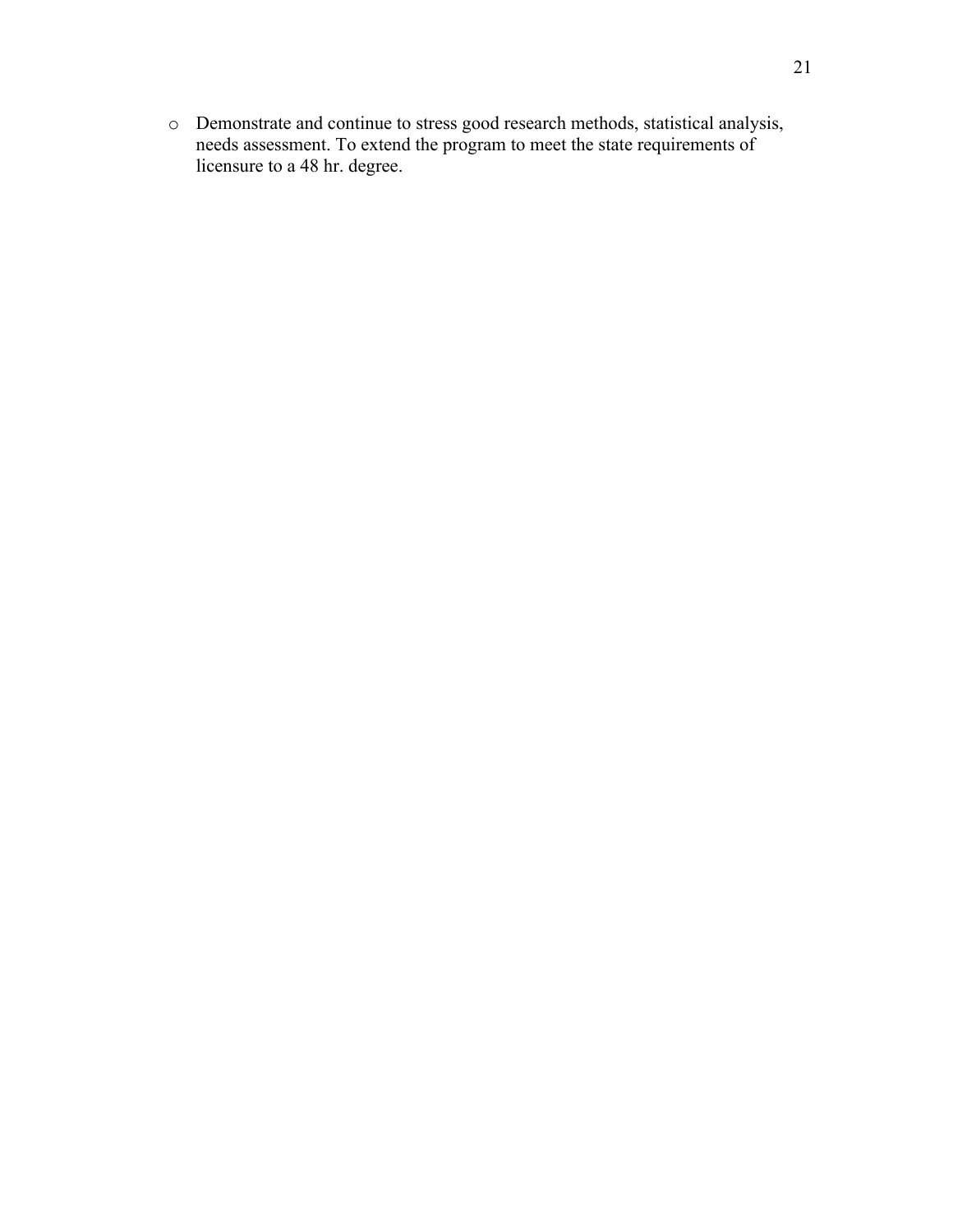- Demonstrate and continue to stress good research methods, statistical analysis, needs assessment. To extend the program to meet the state requirements of licensure to a 48 hr. degree.